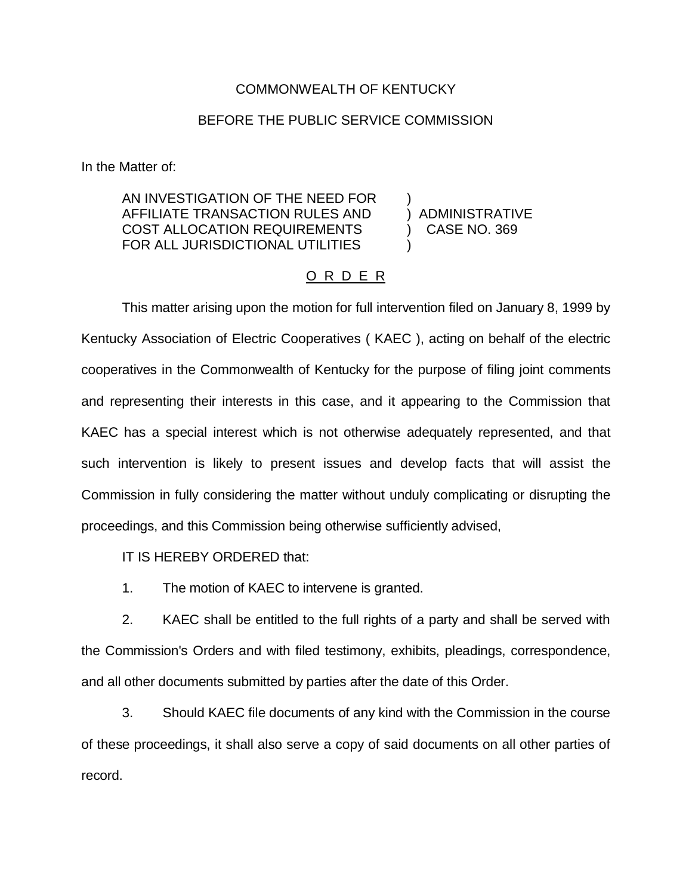COMMONWEALTH OF KENTUCKY

BEFORE THE PUBLIC SERVICE COMMISSION

In the Matter of:

AN INVESTIGATION OF THE NEED FOR AFFILIATE TRANSACTION RULES AND COST ALLOCATION REQUIREMENTS FOR ALL JURISDICTIONAL UTILITIES ) ADMINISTRATIVE CASE NO. 369

O R D E R

This matter arising upon the motion for full intervention filed on January 8, 1999 by Kentucky Association of Electric Cooperatives ( KAEC ), acting on behalf of the electric cooperatives in the Commonwealth of Kentucky for the purpose of filing joint comments and representing their interests in this case, and it appearing to the Commission that KAEC has a special interest which is not otherwise adequately represented, and that such intervention is likely to present issues and develop facts that will assist the Commission in fully considering the matter without unduly complicating or disrupting the proceedings, and this Commission being otherwise sufficiently advised,

IT IS HEREBY ORDERED that:

1. The motion of KAEC to intervene is granted.

2. KAEC shall be entitled to the full rights of a party and shall be served with the Commission's Orders and with filed testimony, exhibits, pleadings, correspondence, and all other documents submitted by parties after the date of this Order.

3. Should KAEC file documents of any kind with the Commission in the course of these proceedings, it shall also serve a copy of said documents on all other parties of record.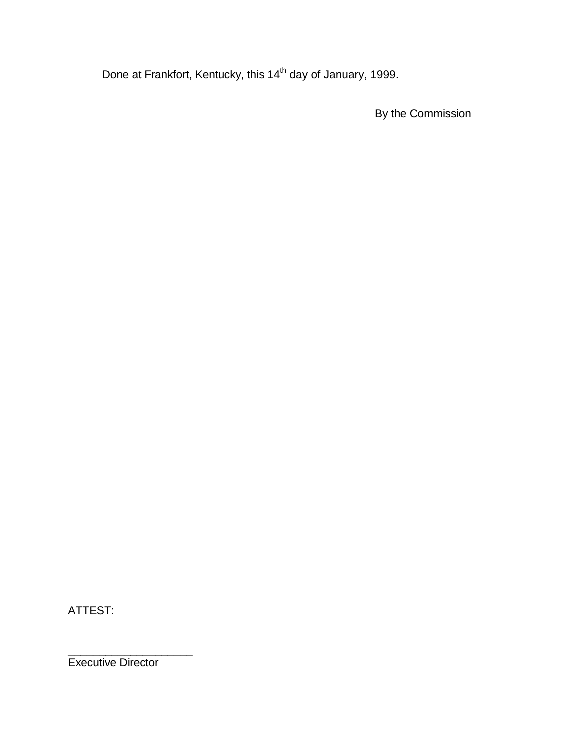Done at Frankfort, Kentucky, this 14th day of January, 1999.

By the Commission

ATTEST:

____________________
Executive Director